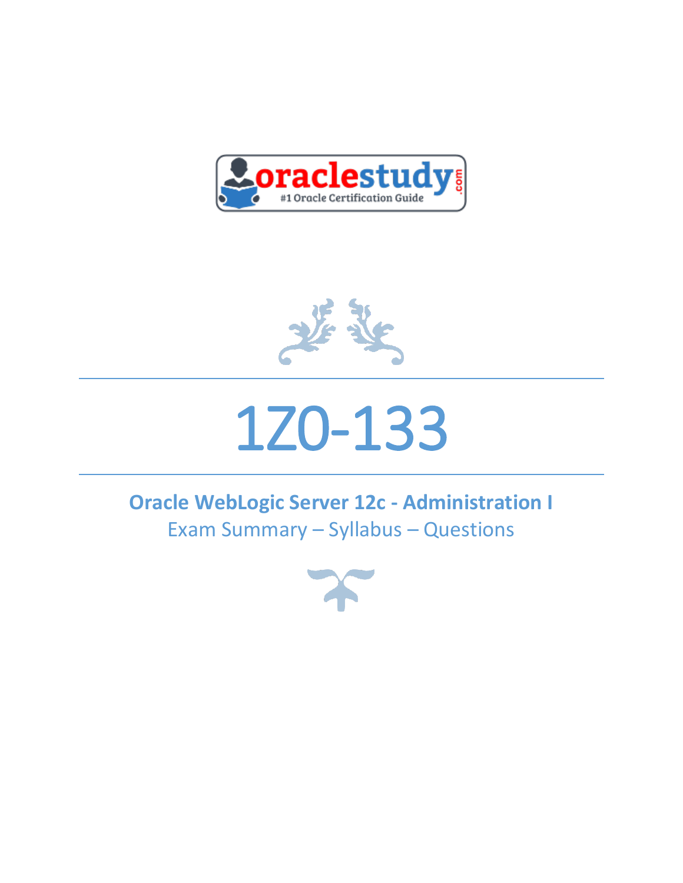# 1Z0-133

**Oracle WebLogic Server 12c - Administration I**

Exam Summary – Syllabus – Questions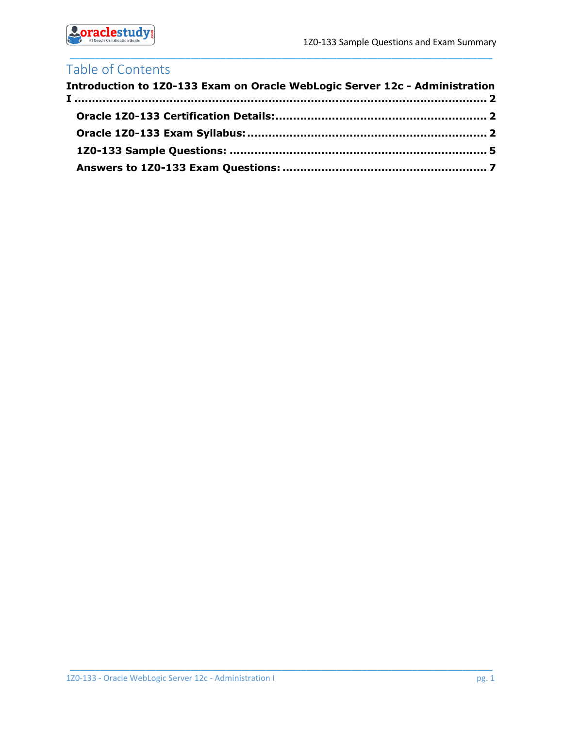# Table of Contents

**Introduction to 1Z0-133 Exam on Oracle WebLogic Server 12c - Administration I ........................................................................................................ 2**

**Oracle 1Z0-133 Certification Details:.......................................................... 2**

**Oracle 1Z0-133 Exam Syllabus:.................................................................. 2**

**1Z0-133 Sample Questions: ....................................................................... 5**

**Answers to 1Z0-133 Exam Questions: ........................................................ 7**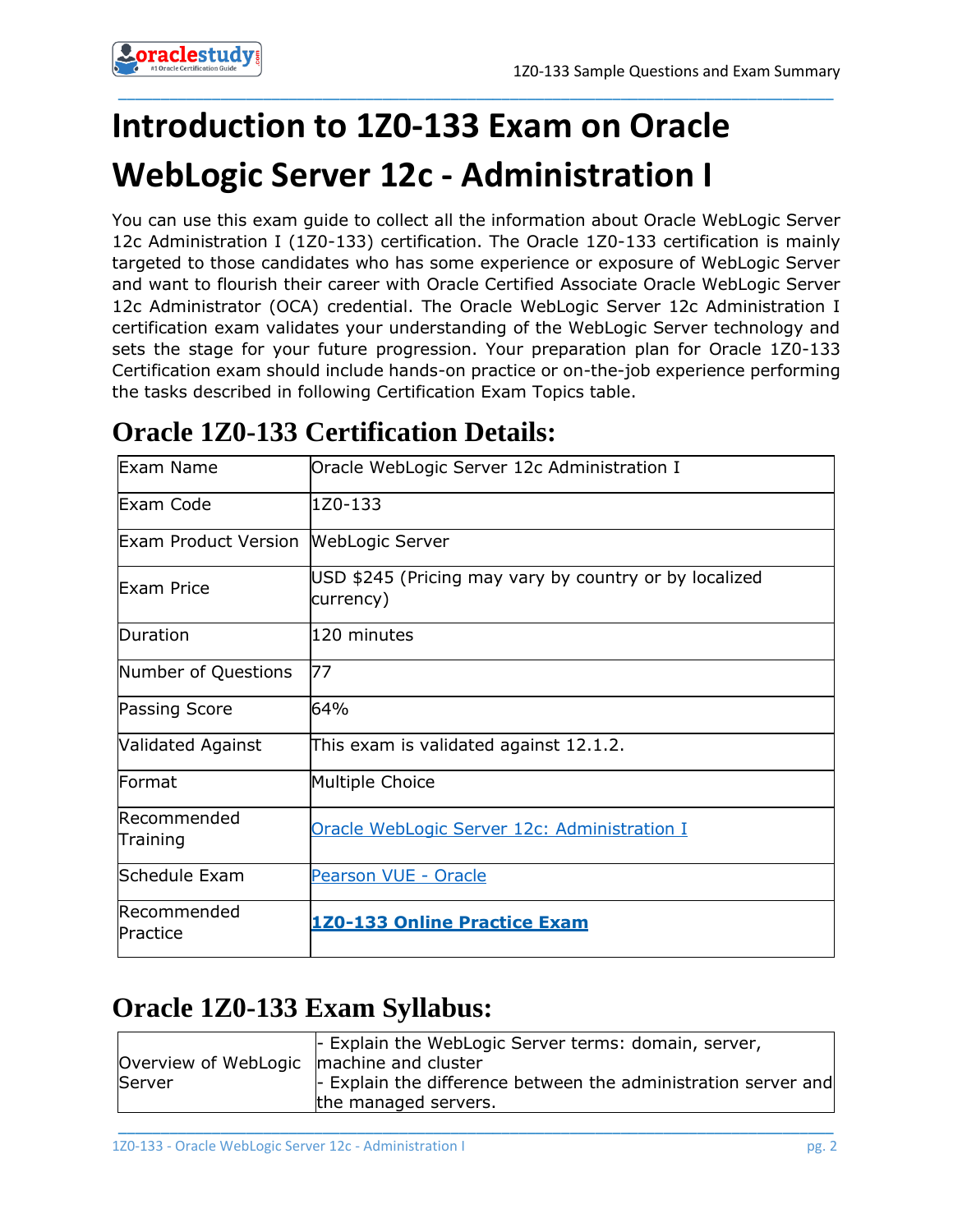# Introduction to 1Z0-133 Exam on Oracle WebLogic Server 12c - Administration I

You can use this exam guide to collect all the information about Oracle WebLogic Server 12c Administration I (1Z0-133) certification. The Oracle 1Z0-133 certification is mainly targeted to those candidates who has some experience or exposure of WebLogic Server and want to flourish their career with Oracle Certified Associate Oracle WebLogic Server 12c Administrator (OCA) credential. The Oracle WebLogic Server 12c Administration I certification exam validates your understanding of the WebLogic Server technology and sets the stage for your future progression. Your preparation plan for Oracle 1Z0-133 Certification exam should include hands-on practice or on-the-job experience performing the tasks described in following Certification Exam Topics table.

## Oracle 1Z0-133 Certification Details:

| | |
|---|---|
| Exam Name | Oracle WebLogic Server 12c Administration I |
| Exam Code | 1Z0-133 |
| Exam Product Version | WebLogic Server |
| Exam Price | USD $245 (Pricing may vary by country or by localized currency) |
| Duration | 120 minutes |
| Number of Questions | 77 |
| Passing Score | 64% |
| Validated Against | This exam is validated against 12.1.2. |
| Format | Multiple Choice |
| Recommended Training | Oracle WebLogic Server 12c: Administration I |
| Schedule Exam | Pearson VUE - Oracle |
| Recommended Practice | **1Z0-133 Online Practice Exam** |

## Oracle 1Z0-133 Exam Syllabus:

| | |
|---|---|
| Overview of WebLogic Server | - Explain the WebLogic Server terms: domain, server, machine and cluster<br>- Explain the difference between the administration server and the managed servers. |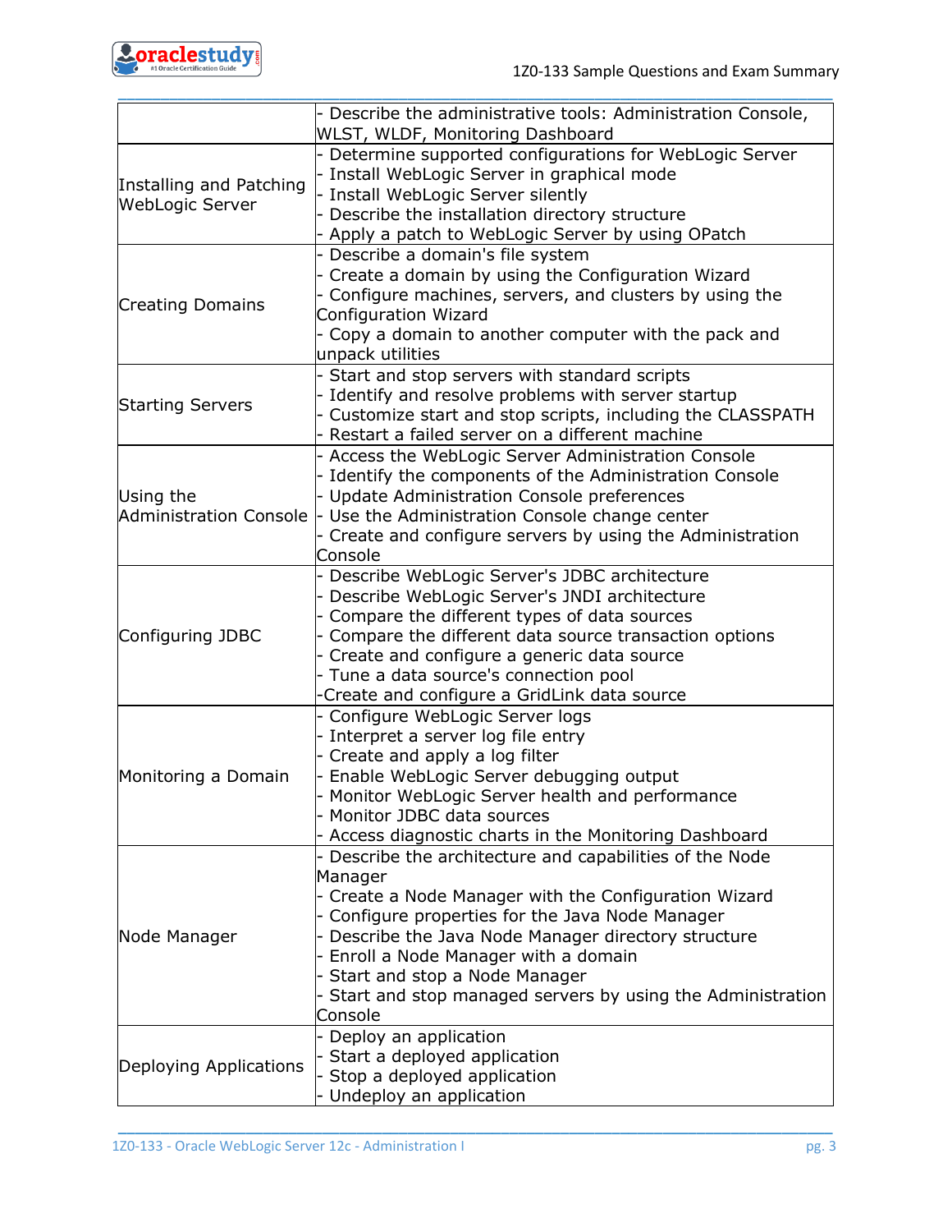| | |
|---|---|
| | - Describe the administrative tools: Administration Console, WLST, WLDF, Monitoring Dashboard |
| Installing and Patching WebLogic Server | - Determine supported configurations for WebLogic Server<br>- Install WebLogic Server in graphical mode<br>- Install WebLogic Server silently<br>- Describe the installation directory structure<br>- Apply a patch to WebLogic Server by using OPatch |
| Creating Domains | - Describe a domain's file system<br>- Create a domain by using the Configuration Wizard<br>- Configure machines, servers, and clusters by using the Configuration Wizard<br>- Copy a domain to another computer with the pack and unpack utilities |
| Starting Servers | - Start and stop servers with standard scripts<br>- Identify and resolve problems with server startup<br>- Customize start and stop scripts, including the CLASSPATH<br>- Restart a failed server on a different machine |
| Using the Administration Console | - Access the WebLogic Server Administration Console<br>- Identify the components of the Administration Console<br>- Update Administration Console preferences<br>- Use the Administration Console change center<br>- Create and configure servers by using the Administration Console |
| Configuring JDBC | - Describe WebLogic Server's JDBC architecture<br>- Describe WebLogic Server's JNDI architecture<br>- Compare the different types of data sources<br>- Compare the different data source transaction options<br>- Create and configure a generic data source<br>- Tune a data source's connection pool<br>-Create and configure a GridLink data source |
| Monitoring a Domain | - Configure WebLogic Server logs<br>- Interpret a server log file entry<br>- Create and apply a log filter<br>- Enable WebLogic Server debugging output<br>- Monitor WebLogic Server health and performance<br>- Monitor JDBC data sources<br>- Access diagnostic charts in the Monitoring Dashboard |
| Node Manager | - Describe the architecture and capabilities of the Node Manager<br>- Create a Node Manager with the Configuration Wizard<br>- Configure properties for the Java Node Manager<br>- Describe the Java Node Manager directory structure<br>- Enroll a Node Manager with a domain<br>- Start and stop a Node Manager<br>- Start and stop managed servers by using the Administration Console |
| Deploying Applications | - Deploy an application<br>- Start a deployed application<br>- Stop a deployed application<br>- Undeploy an application |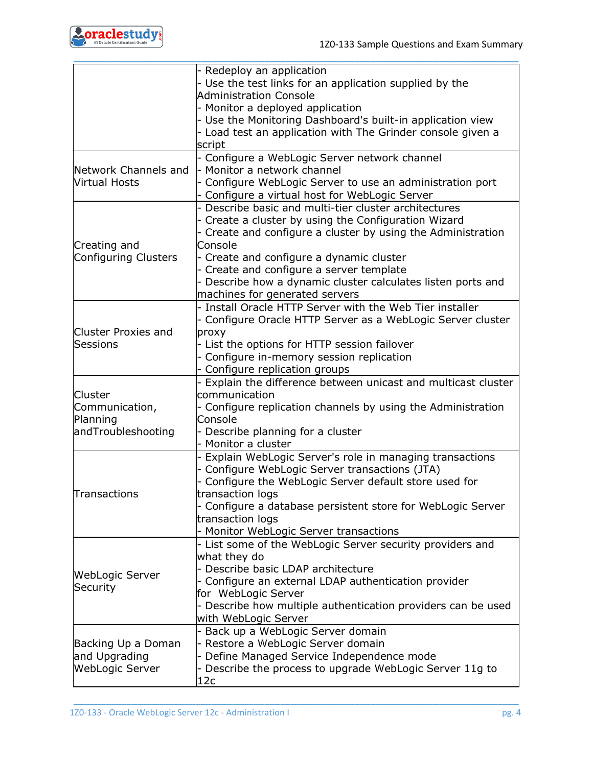| | |
|---|---|
| | - Redeploy an application<br>- Use the test links for an application supplied by the Administration Console<br>- Monitor a deployed application<br>- Use the Monitoring Dashboard's built-in application view<br>- Load test an application with The Grinder console given a script |
| Network Channels and Virtual Hosts | - Configure a WebLogic Server network channel<br>- Monitor a network channel<br>- Configure WebLogic Server to use an administration port<br>- Configure a virtual host for WebLogic Server |
| Creating and Configuring Clusters | - Describe basic and multi-tier cluster architectures<br>- Create a cluster by using the Configuration Wizard<br>- Create and configure a cluster by using the Administration Console<br>- Create and configure a dynamic cluster<br>- Create and configure a server template<br>- Describe how a dynamic cluster calculates listen ports and machines for generated servers |
| Cluster Proxies and Sessions | - Install Oracle HTTP Server with the Web Tier installer<br>- Configure Oracle HTTP Server as a WebLogic Server cluster proxy<br>- List the options for HTTP session failover<br>- Configure in-memory session replication<br>- Configure replication groups |
| Cluster Communication, Planning andTroubleshooting | - Explain the difference between unicast and multicast cluster communication<br>- Configure replication channels by using the Administration Console<br>- Describe planning for a cluster<br>- Monitor a cluster |
| Transactions | - Explain WebLogic Server's role in managing transactions<br>- Configure WebLogic Server transactions (JTA)<br>- Configure the WebLogic Server default store used for transaction logs<br>- Configure a database persistent store for WebLogic Server transaction logs<br>- Monitor WebLogic Server transactions |
| WebLogic Server Security | - List some of the WebLogic Server security providers and what they do<br>- Describe basic LDAP architecture<br>- Configure an external LDAP authentication provider for WebLogic Server<br>- Describe how multiple authentication providers can be used with WebLogic Server |
| Backing Up a Doman and Upgrading WebLogic Server | - Back up a WebLogic Server domain<br>- Restore a WebLogic Server domain<br>- Define Managed Service Independence mode<br>- Describe the process to upgrade WebLogic Server 11g to 12c |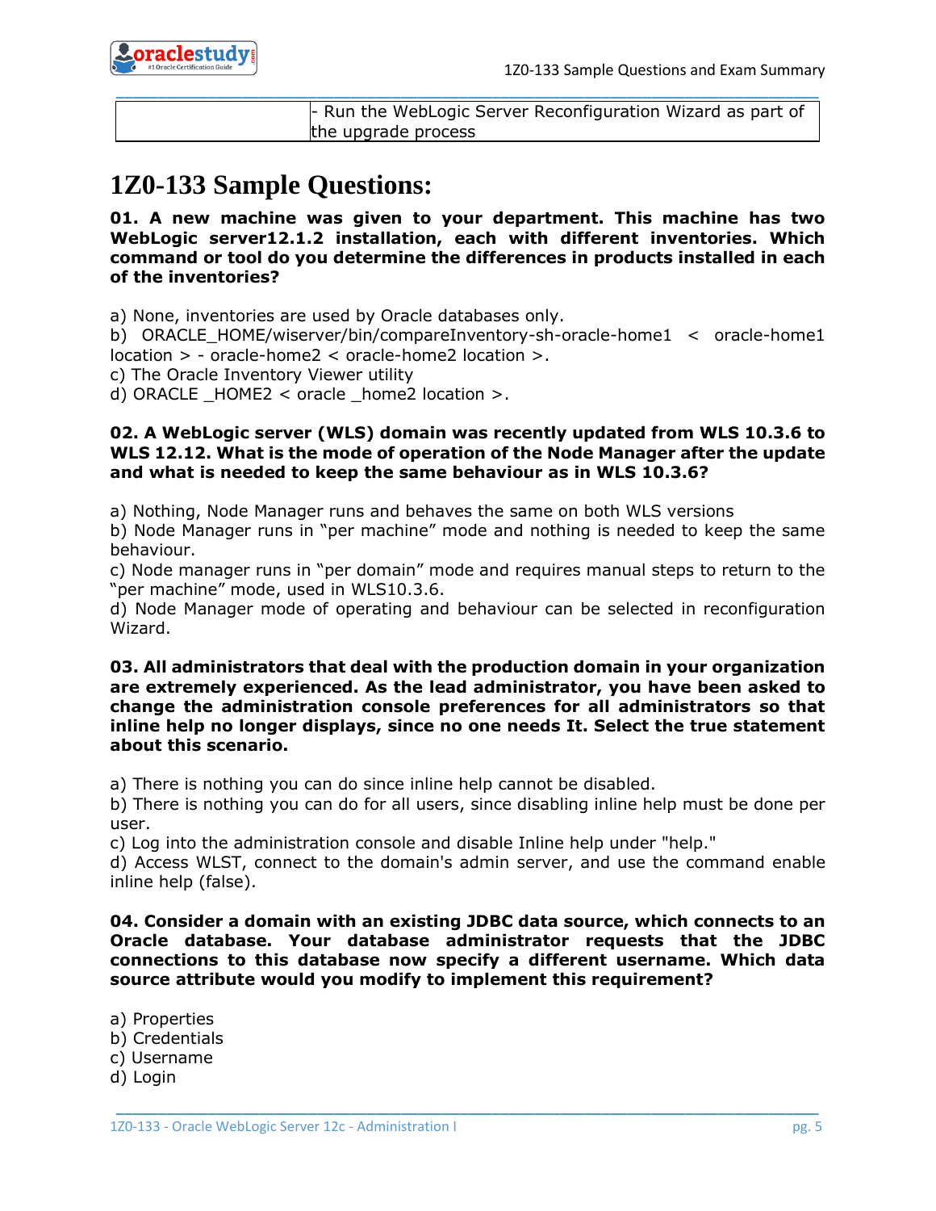| | - Run the WebLogic Server Reconfiguration Wizard as part of the upgrade process |
|---|---|

# 1Z0-133 Sample Questions:

**01. A new machine was given to your department. This machine has two WebLogic server12.1.2 installation, each with different inventories. Which command or tool do you determine the differences in products installed in each of the inventories?**

a) None, inventories are used by Oracle databases only.
b) ORACLE_HOME/wiserver/bin/compareInventory-sh-oracle-home1 < oracle-home1 location > - oracle-home2 < oracle-home2 location >.
c) The Oracle Inventory Viewer utility
d) ORACLE _HOME2 < oracle _home2 location >.

**02. A WebLogic server (WLS) domain was recently updated from WLS 10.3.6 to WLS 12.12. What is the mode of operation of the Node Manager after the update and what is needed to keep the same behaviour as in WLS 10.3.6?**

a) Nothing, Node Manager runs and behaves the same on both WLS versions
b) Node Manager runs in "per machine" mode and nothing is needed to keep the same behaviour.
c) Node manager runs in "per domain" mode and requires manual steps to return to the "per machine" mode, used in WLS10.3.6.
d) Node Manager mode of operating and behaviour can be selected in reconfiguration Wizard.

**03. All administrators that deal with the production domain in your organization are extremely experienced. As the lead administrator, you have been asked to change the administration console preferences for all administrators so that inline help no longer displays, since no one needs It. Select the true statement about this scenario.**

a) There is nothing you can do since inline help cannot be disabled.
b) There is nothing you can do for all users, since disabling inline help must be done per user.
c) Log into the administration console and disable Inline help under "help."
d) Access WLST, connect to the domain's admin server, and use the command enable inline help (false).

**04. Consider a domain with an existing JDBC data source, which connects to an Oracle database. Your database administrator requests that the JDBC connections to this database now specify a different username. Which data source attribute would you modify to implement this requirement?**

a) Properties
b) Credentials
c) Username
d) Login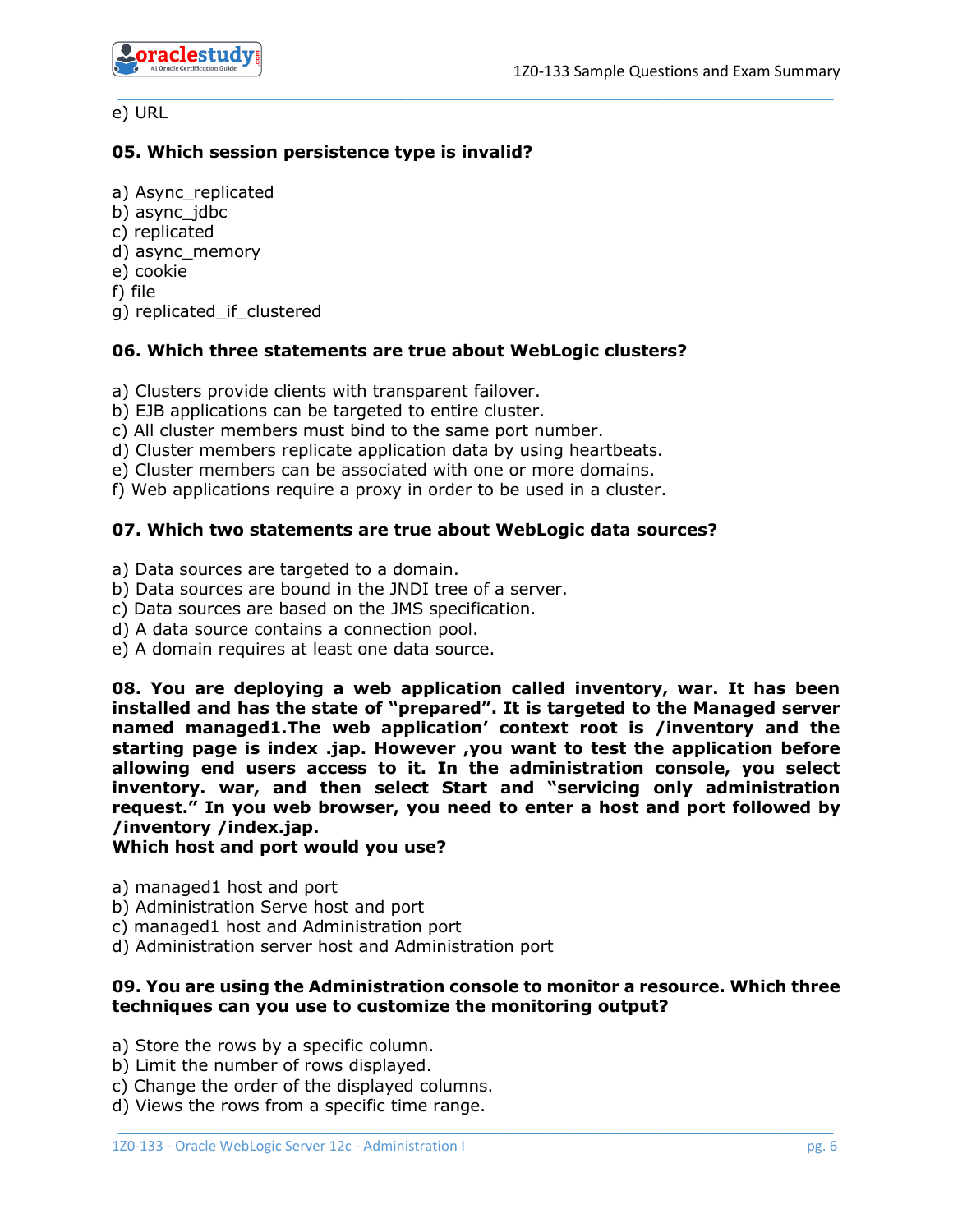e) URL

**05. Which session persistence type is invalid?**

a) Async_replicated
b) async_jdbc
c) replicated
d) async_memory
e) cookie
f) file
g) replicated_if_clustered

**06. Which three statements are true about WebLogic clusters?**

a) Clusters provide clients with transparent failover.
b) EJB applications can be targeted to entire cluster.
c) All cluster members must bind to the same port number.
d) Cluster members replicate application data by using heartbeats.
e) Cluster members can be associated with one or more domains.
f) Web applications require a proxy in order to be used in a cluster.

**07. Which two statements are true about WebLogic data sources?**

a) Data sources are targeted to a domain.
b) Data sources are bound in the JNDI tree of a server.
c) Data sources are based on the JMS specification.
d) A data source contains a connection pool.
e) A domain requires at least one data source.

**08. You are deploying a web application called inventory, war. It has been installed and has the state of "prepared". It is targeted to the Managed server named managed1.The web application' context root is /inventory and the starting page is index .jap. However ,you want to test the application before allowing end users access to it. In the administration console, you select inventory. war, and then select Start and "servicing only administration request." In you web browser, you need to enter a host and port followed by /inventory /index.jap.**
**Which host and port would you use?**

a) managed1 host and port
b) Administration Serve host and port
c) managed1 host and Administration port
d) Administration server host and Administration port

**09. You are using the Administration console to monitor a resource. Which three techniques can you use to customize the monitoring output?**

a) Store the rows by a specific column.
b) Limit the number of rows displayed.
c) Change the order of the displayed columns.
d) Views the rows from a specific time range.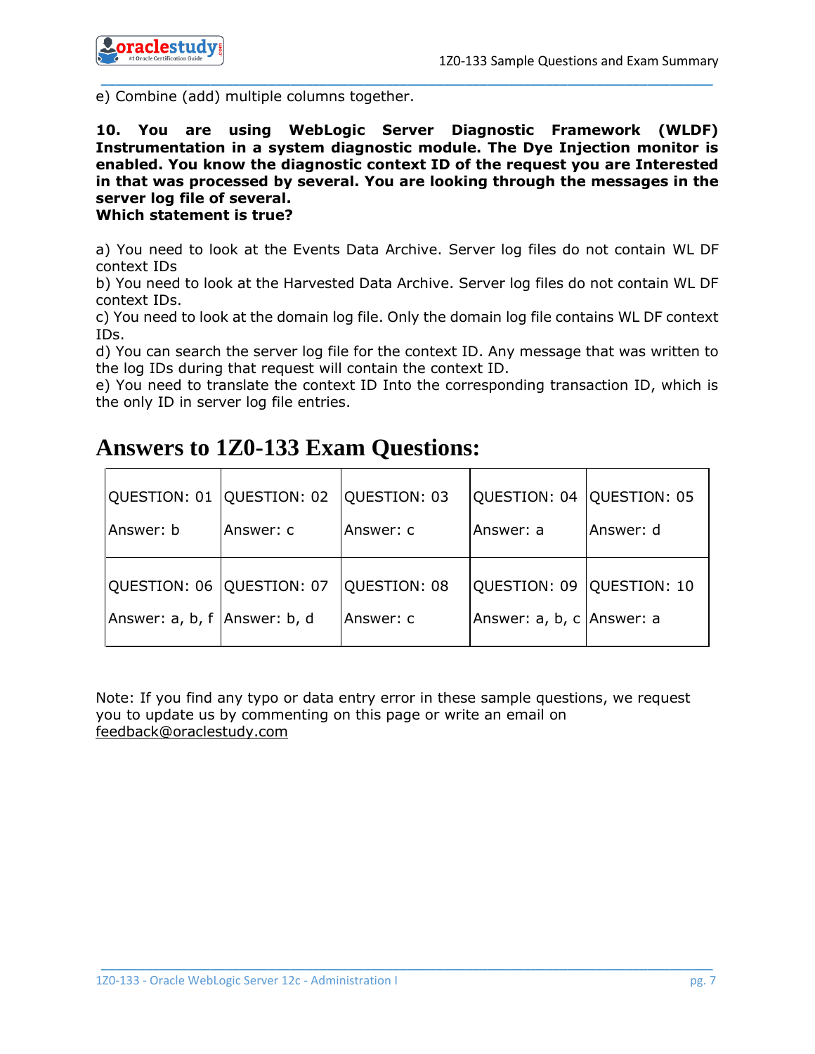e) Combine (add) multiple columns together.

**10. You are using WebLogic Server Diagnostic Framework (WLDF) Instrumentation in a system diagnostic module. The Dye Injection monitor is enabled. You know the diagnostic context ID of the request you are Interested in that was processed by several. You are looking through the messages in the server log file of several.**
**Which statement is true?**

a) You need to look at the Events Data Archive. Server log files do not contain WL DF context IDs
b) You need to look at the Harvested Data Archive. Server log files do not contain WL DF context IDs.
c) You need to look at the domain log file. Only the domain log file contains WL DF context IDs.
d) You can search the server log file for the context ID. Any message that was written to the log IDs during that request will contain the context ID.
e) You need to translate the context ID Into the corresponding transaction ID, which is the only ID in server log file entries.

# Answers to 1Z0-133 Exam Questions:

| | | | | |
|---|---|---|---|---|
| QUESTION: 01<br>Answer: b | QUESTION: 02<br>Answer: c | QUESTION: 03<br>Answer: c | QUESTION: 04<br>Answer: a | QUESTION: 05<br>Answer: d |
| QUESTION: 06<br>Answer: a, b, f | QUESTION: 07<br>Answer: b, d | QUESTION: 08<br>Answer: c | QUESTION: 09<br>Answer: a, b, c | QUESTION: 10<br>Answer: a |

Note: If you find any typo or data entry error in these sample questions, we request you to update us by commenting on this page or write an email on feedback@oraclestudy.com